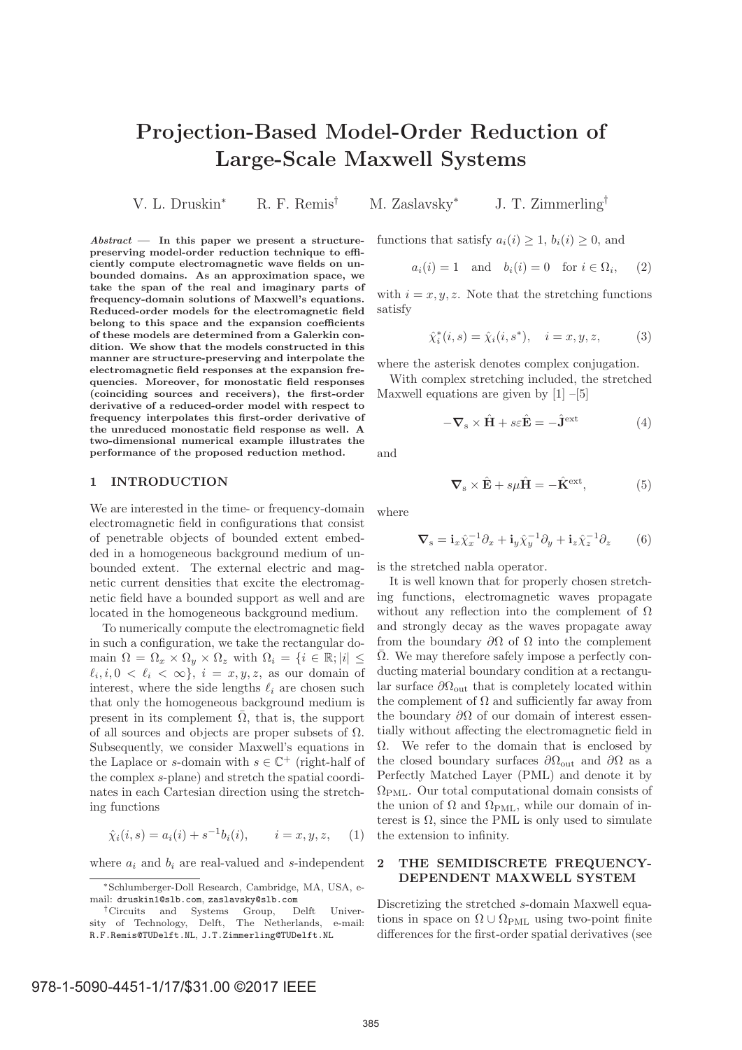# Projection-Based Model-Order Reduction of Large-Scale Maxwell Systems

V. L. Druskin[*] R. F. Remis[†] M. Zaslavsky[*] J. T. Zimmerling[†]

***Abstract* — In this paper we present a structure-preserving model-order reduction technique to efficiently compute electromagnetic wave fields on unbounded domains. As an approximation space, we take the span of the real and imaginary parts of frequency-domain solutions of Maxwell's equations. Reduced-order models for the electromagnetic field belong to this space and the expansion coefficients of these models are determined from a Galerkin condition. We show that the models constructed in this manner are structure-preserving and interpolate the electromagnetic field responses at the expansion frequencies. Moreover, for monostatic field responses (coinciding sources and receivers), the first-order derivative of a reduced-order model with respect to frequency interpolates this first-order derivative of the unreduced monostatic field response as well. A two-dimensional numerical example illustrates the performance of the proposed reduction method.**

## 1 INTRODUCTION

We are interested in the time- or frequency-domain electromagnetic field in configurations that consist of penetrable objects of bounded extent embedded in a homogeneous background medium of unbounded extent. The external electric and magnetic current densities that excite the electromagnetic field have a bounded support as well and are located in the homogeneous background medium.

To numerically compute the electromagnetic field in such a configuration, we take the rectangular domain $\Omega = \Omega_x \times \Omega_y \times \Omega_z$ with $\Omega_i = \{i \in \mathbb{R}; |i| \leq \ell_i, i, 0 < \ell_i < \infty\}$, $i = x, y, z$, as our domain of interest, where the side lengths $\ell_i$ are chosen such that only the homogeneous background medium is present in its complement $\bar{\Omega}$, that is, the support of all sources and objects are proper subsets of $\Omega$. Subsequently, we consider Maxwell's equations in the Laplace or $s$-domain with $s \in \mathbb{C}^+$ (right-half of the complex $s$-plane) and stretch the spatial coordinates in each Cartesian direction using the stretching functions

$$\hat{\chi}_i(i, s) = a_i(i) + s^{-1} b_i(i), \qquad i = x, y, z, \tag{1}$$

where $a_i$ and $b_i$ are real-valued and $s$-independent functions that satisfy $a_i(i) \geq 1$, $b_i(i) \geq 0$, and

$$a_i(i) = 1 \quad \text{and} \quad b_i(i) = 0 \quad \text{for } i \in \Omega_i, \tag{2}$$

with $i = x, y, z$. Note that the stretching functions satisfy

$$\hat{\chi}_i^*(i, s) = \hat{\chi}_i(i, s^*), \quad i = x, y, z, \tag{3}$$

where the asterisk denotes complex conjugation.

With complex stretching included, the stretched Maxwell equations are given by [1] –[5]

$$-\nabla_{\mathrm{s}} \times \hat{\mathbf{H}} + s\varepsilon\hat{\mathbf{E}} = -\hat{\mathbf{J}}^{\mathrm{ext}} \tag{4}$$

and

$$\nabla_{\mathrm{s}} \times \hat{\mathbf{E}} + s\mu\hat{\mathbf{H}} = -\hat{\mathbf{K}}^{\mathrm{ext}}, \tag{5}$$

where

$$\nabla_{\mathrm{s}} = \mathbf{i}_x \hat{\chi}_x^{-1} \partial_x + \mathbf{i}_y \hat{\chi}_y^{-1} \partial_y + \mathbf{i}_z \hat{\chi}_z^{-1} \partial_z \tag{6}$$

is the stretched nabla operator.

It is well known that for properly chosen stretching functions, electromagnetic waves propagate without any reflection into the complement of $\Omega$ and strongly decay as the waves propagate away from the boundary $\partial\Omega$ of $\Omega$ into the complement $\bar{\Omega}$. We may therefore safely impose a perfectly conducting material boundary condition at a rectangular surface $\partial\Omega_{\mathrm{out}}$ that is completely located within the complement of $\Omega$ and sufficiently far away from the boundary $\partial\Omega$ of our domain of interest essentially without affecting the electromagnetic field in $\Omega$. We refer to the domain that is enclosed by the closed boundary surfaces $\partial\Omega_{\mathrm{out}}$ and $\partial\Omega$ as a Perfectly Matched Layer (PML) and denote it by $\Omega_{\mathrm{PML}}$. Our total computational domain consists of the union of $\Omega$ and $\Omega_{\mathrm{PML}}$, while our domain of interest is $\Omega$, since the PML is only used to simulate the extension to infinity.

## 2 THE SEMIDISCRETE FREQUENCY-DEPENDENT MAXWELL SYSTEM

Discretizing the stretched $s$-domain Maxwell equations in space on $\Omega \cup \Omega_{\mathrm{PML}}$ using two-point finite differences for the first-order spatial derivatives (see

---

[*] Schlumberger-Doll Research, Cambridge, MA, USA, e-mail: druskin1@slb.com, zaslavsky@slb.com

[†] Circuits and Systems Group, Delft University of Technology, Delft, The Netherlands, e-mail: R.F.Remis@TUDelft.NL, J.T.Zimmerling@TUDelft.NL

978-1-5090-4451-1/17/$31.00 ©2017 IEEE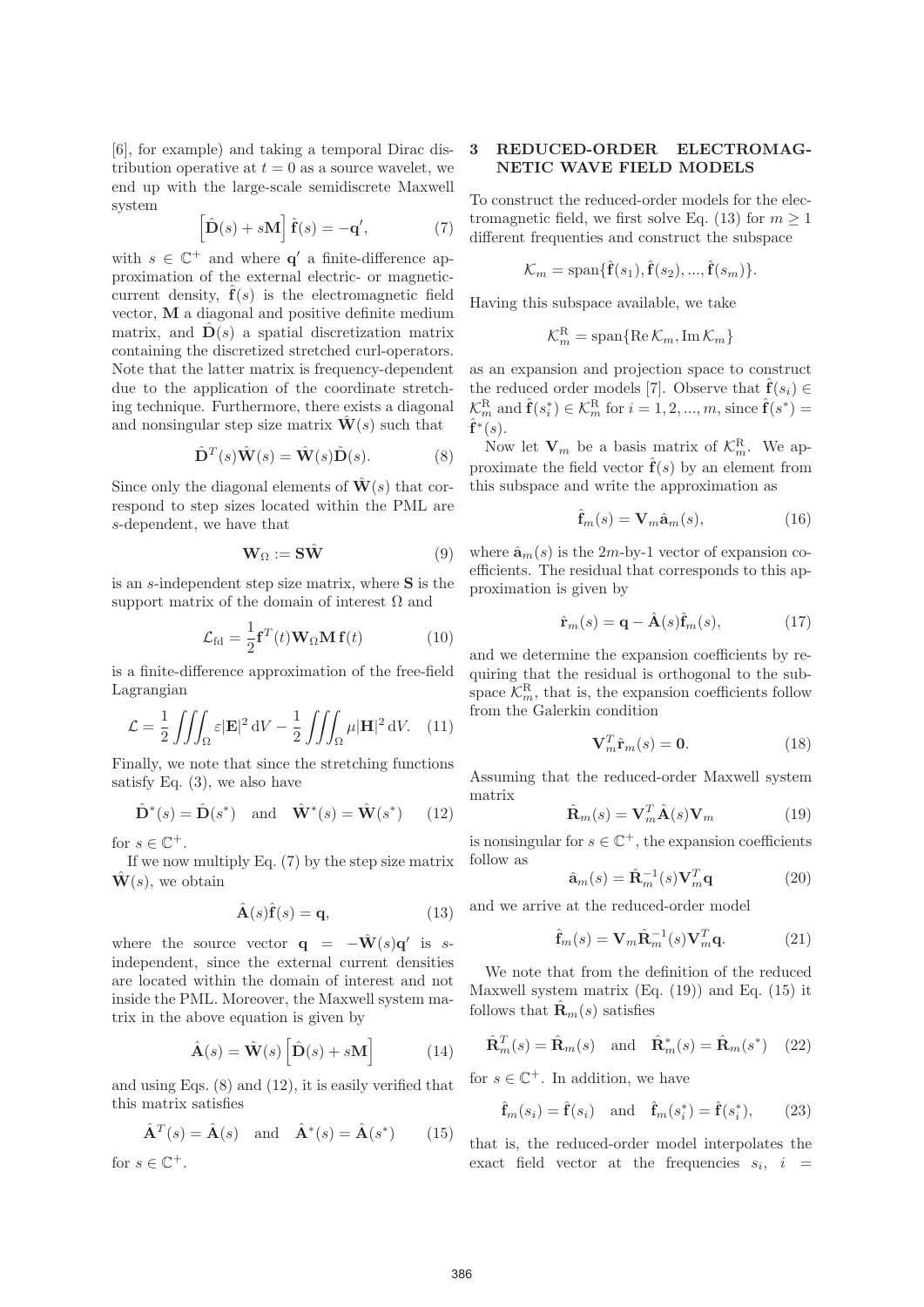[6], for example) and taking a temporal Dirac distribution operative at $t = 0$ as a source wavelet, we end up with the large-scale semidiscrete Maxwell system

$$\left[\hat{\mathbf{D}}(s) + s\mathbf{M}\right]\hat{\mathbf{f}}(s) = -\mathbf{q}', \tag{7}$$

with $s \in \mathbb{C}^+$ and where $\mathbf{q}'$ a finite-difference approximation of the external electric- or magnetic-current density, $\hat{\mathbf{f}}(s)$ is the electromagnetic field vector, $\mathbf{M}$ a diagonal and positive definite medium matrix, and $\hat{\mathbf{D}}(s)$ a spatial discretization matrix containing the discretized stretched curl-operators. Note that the latter matrix is frequency-dependent due to the application of the coordinate stretching technique. Furthermore, there exists a diagonal and nonsingular step size matrix $\hat{\mathbf{W}}(s)$ such that

$$\hat{\mathbf{D}}^T(s)\hat{\mathbf{W}}(s) = \hat{\mathbf{W}}(s)\hat{\mathbf{D}}(s). \tag{8}$$

Since only the diagonal elements of $\hat{\mathbf{W}}(s)$ that correspond to step sizes located within the PML are $s$-dependent, we have that

$$\mathbf{W}_\Omega := \mathbf{S}\hat{\mathbf{W}} \tag{9}$$

is an $s$-independent step size matrix, where $\mathbf{S}$ is the support matrix of the domain of interest $\Omega$ and

$$\mathcal{L}_{\text{fd}} = \frac{1}{2}\mathbf{f}^T(t)\mathbf{W}_\Omega\mathbf{M}\,\mathbf{f}(t) \tag{10}$$

is a finite-difference approximation of the free-field Lagrangian

$$\mathcal{L} = \frac{1}{2}\iiint_\Omega \varepsilon|\mathbf{E}|^2\,\mathrm{d}V - \frac{1}{2}\iiint_\Omega \mu|\mathbf{H}|^2\,\mathrm{d}V. \tag{11}$$

Finally, we note that since the stretching functions satisfy Eq. (3), we also have

$$\hat{\mathbf{D}}^*(s) = \hat{\mathbf{D}}(s^*) \quad \text{and} \quad \hat{\mathbf{W}}^*(s) = \hat{\mathbf{W}}(s^*) \tag{12}$$

for $s \in \mathbb{C}^+$.

If we now multiply Eq. (7) by the step size matrix $\hat{\mathbf{W}}(s)$, we obtain

$$\hat{\mathbf{A}}(s)\hat{\mathbf{f}}(s) = \mathbf{q}, \tag{13}$$

where the source vector $\mathbf{q} = -\hat{\mathbf{W}}(s)\mathbf{q}'$ is $s$-independent, since the external current densities are located within the domain of interest and not inside the PML. Moreover, the Maxwell system matrix in the above equation is given by

$$\hat{\mathbf{A}}(s) = \hat{\mathbf{W}}(s)\left[\hat{\mathbf{D}}(s) + s\mathbf{M}\right] \tag{14}$$

and using Eqs. (8) and (12), it is easily verified that this matrix satisfies

$$\hat{\mathbf{A}}^T(s) = \hat{\mathbf{A}}(s) \quad \text{and} \quad \hat{\mathbf{A}}^*(s) = \hat{\mathbf{A}}(s^*) \tag{15}$$

for $s \in \mathbb{C}^+$.

## 3 REDUCED-ORDER ELECTROMAGNETIC WAVE FIELD MODELS

To construct the reduced-order models for the electromagnetic field, we first solve Eq. (13) for $m \geq 1$ different frequencies and construct the subspace

$$\mathcal{K}_m = \operatorname{span}\{\hat{\mathbf{f}}(s_1), \hat{\mathbf{f}}(s_2), ..., \hat{\mathbf{f}}(s_m)\}.$$

Having this subspace available, we take

$$\mathcal{K}_m^{\mathrm{R}} = \operatorname{span}\{\operatorname{Re}\mathcal{K}_m, \operatorname{Im}\mathcal{K}_m\}$$

as an expansion and projection space to construct the reduced order models [7]. Observe that $\hat{\mathbf{f}}(s_i) \in \mathcal{K}_m^{\mathrm{R}}$ and $\hat{\mathbf{f}}(s_i^*) \in \mathcal{K}_m^{\mathrm{R}}$ for $i = 1, 2, ..., m$, since $\hat{\mathbf{f}}(s^*) = \hat{\mathbf{f}}^*(s)$.

Now let $\mathbf{V}_m$ be a basis matrix of $\mathcal{K}_m^{\mathrm{R}}$. We approximate the field vector $\hat{\mathbf{f}}(s)$ by an element from this subspace and write the approximation as

$$\hat{\mathbf{f}}_m(s) = \mathbf{V}_m\hat{\mathbf{a}}_m(s), \tag{16}$$

where $\hat{\mathbf{a}}_m(s)$ is the $2m$-by-1 vector of expansion coefficients. The residual that corresponds to this approximation is given by

$$\hat{\mathbf{r}}_m(s) = \mathbf{q} - \hat{\mathbf{A}}(s)\hat{\mathbf{f}}_m(s), \tag{17}$$

and we determine the expansion coefficients by requiring that the residual is orthogonal to the subspace $\mathcal{K}_m^{\mathrm{R}}$, that is, the expansion coefficients follow from the Galerkin condition

$$\mathbf{V}_m^T\hat{\mathbf{r}}_m(s) = \mathbf{0}. \tag{18}$$

Assuming that the reduced-order Maxwell system matrix

$$\hat{\mathbf{R}}_m(s) = \mathbf{V}_m^T\hat{\mathbf{A}}(s)\mathbf{V}_m \tag{19}$$

is nonsingular for $s \in \mathbb{C}^+$, the expansion coefficients follow as

$$\hat{\mathbf{a}}_m(s) = \hat{\mathbf{R}}_m^{-1}(s)\mathbf{V}_m^T\mathbf{q} \tag{20}$$

and we arrive at the reduced-order model

$$\hat{\mathbf{f}}_m(s) = \mathbf{V}_m\hat{\mathbf{R}}_m^{-1}(s)\mathbf{V}_m^T\mathbf{q}. \tag{21}$$

We note that from the definition of the reduced Maxwell system matrix (Eq. (19)) and Eq. (15) it follows that $\hat{\mathbf{R}}_m(s)$ satisfies

$$\hat{\mathbf{R}}_m^T(s) = \hat{\mathbf{R}}_m(s) \quad \text{and} \quad \hat{\mathbf{R}}_m^*(s) = \hat{\mathbf{R}}_m(s^*) \tag{22}$$

for $s \in \mathbb{C}^+$. In addition, we have

$$\hat{\mathbf{f}}_m(s_i) = \hat{\mathbf{f}}(s_i) \quad \text{and} \quad \hat{\mathbf{f}}_m(s_i^*) = \hat{\mathbf{f}}(s_i^*), \tag{23}$$

that is, the reduced-order model interpolates the exact field vector at the frequencies $s_i$, $i =$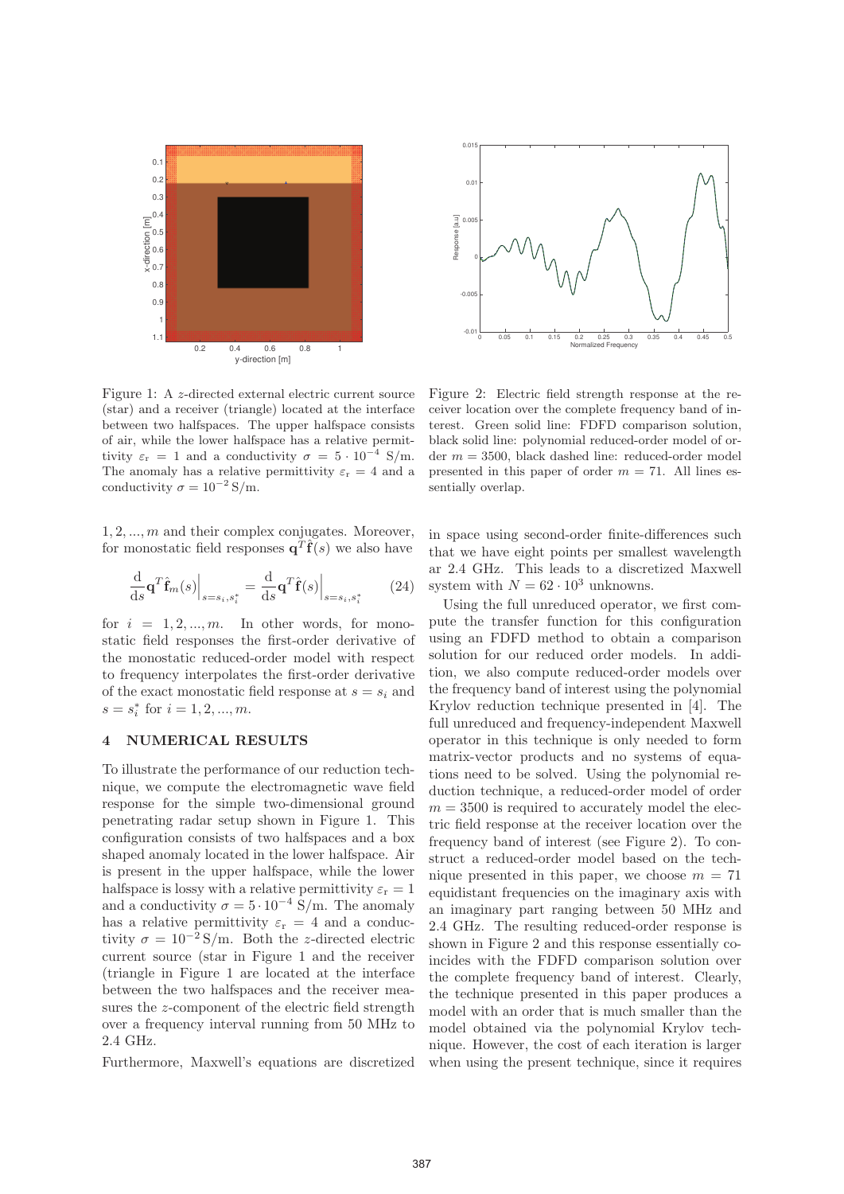Figure 1: A $z$-directed external electric current source (star) and a receiver (triangle) located at the interface between two halfspaces. The upper halfspace consists of air, while the lower halfspace has a relative permittivity $\varepsilon_r = 1$ and a conductivity $\sigma = 5 \cdot 10^{-4}$ S/m. The anomaly has a relative permittivity $\varepsilon_r = 4$ and a conductivity $\sigma = 10^{-2}$ S/m.

Figure 2: Electric field strength response at the receiver location over the complete frequency band of interest. Green solid line: FDFD comparison solution, black solid line: polynomial reduced-order model of order $m = 3500$, black dashed line: reduced-order model presented in this paper of order $m = 71$. All lines essentially overlap.

$1, 2, ..., m$ and their complex conjugates. Moreover, for monostatic field responses $\mathbf{q}^T \hat{\mathbf{f}}(s)$ we also have

$$\frac{\mathrm{d}}{\mathrm{d}s} \mathbf{q}^T \hat{\mathbf{f}}_m(s)\Big|_{s=s_i,s_i^*} = \frac{\mathrm{d}}{\mathrm{d}s} \mathbf{q}^T \hat{\mathbf{f}}(s)\Big|_{s=s_i,s_i^*} \tag{24}$$

for $i = 1, 2, ..., m$. In other words, for monostatic field responses the first-order derivative of the monostatic reduced-order model with respect to frequency interpolates the first-order derivative of the exact monostatic field response at $s = s_i$ and $s = s_i^*$ for $i = 1, 2, ..., m$.

## 4 NUMERICAL RESULTS

To illustrate the performance of our reduction technique, we compute the electromagnetic wave field response for the simple two-dimensional ground penetrating radar setup shown in Figure 1. This configuration consists of two halfspaces and a box shaped anomaly located in the lower halfspace. Air is present in the upper halfspace, while the lower halfspace is lossy with a relative permittivity $\varepsilon_r = 1$ and a conductivity $\sigma = 5 \cdot 10^{-4}$ S/m. The anomaly has a relative permittivity $\varepsilon_r = 4$ and a conductivity $\sigma = 10^{-2}$ S/m. Both the $z$-directed electric current source (star in Figure 1 and the receiver (triangle in Figure 1 are located at the interface between the two halfspaces and the receiver measures the $z$-component of the electric field strength over a frequency interval running from 50 MHz to 2.4 GHz.

Furthermore, Maxwell's equations are discretized in space using second-order finite-differences such that we have eight points per smallest wavelength ar 2.4 GHz. This leads to a discretized Maxwell system with $N = 62 \cdot 10^3$ unknowns.

Using the full unreduced operator, we first compute the transfer function for this configuration using an FDFD method to obtain a comparison solution for our reduced order models. In addition, we also compute reduced-order models over the frequency band of interest using the polynomial Krylov reduction technique presented in [4]. The full unreduced and frequency-independent Maxwell operator in this technique is only needed to form matrix-vector products and no systems of equations need to be solved. Using the polynomial reduction technique, a reduced-order model of order $m = 3500$ is required to accurately model the electric field response at the receiver location over the frequency band of interest (see Figure 2). To construct a reduced-order model based on the technique presented in this paper, we choose $m = 71$ equidistant frequencies on the imaginary axis with an imaginary part ranging between 50 MHz and 2.4 GHz. The resulting reduced-order response is shown in Figure 2 and this response essentially coincides with the FDFD comparison solution over the complete frequency band of interest. Clearly, the technique presented in this paper produces a model with an order that is much smaller than the model obtained via the polynomial Krylov technique. However, the cost of each iteration is larger when using the present technique, since it requires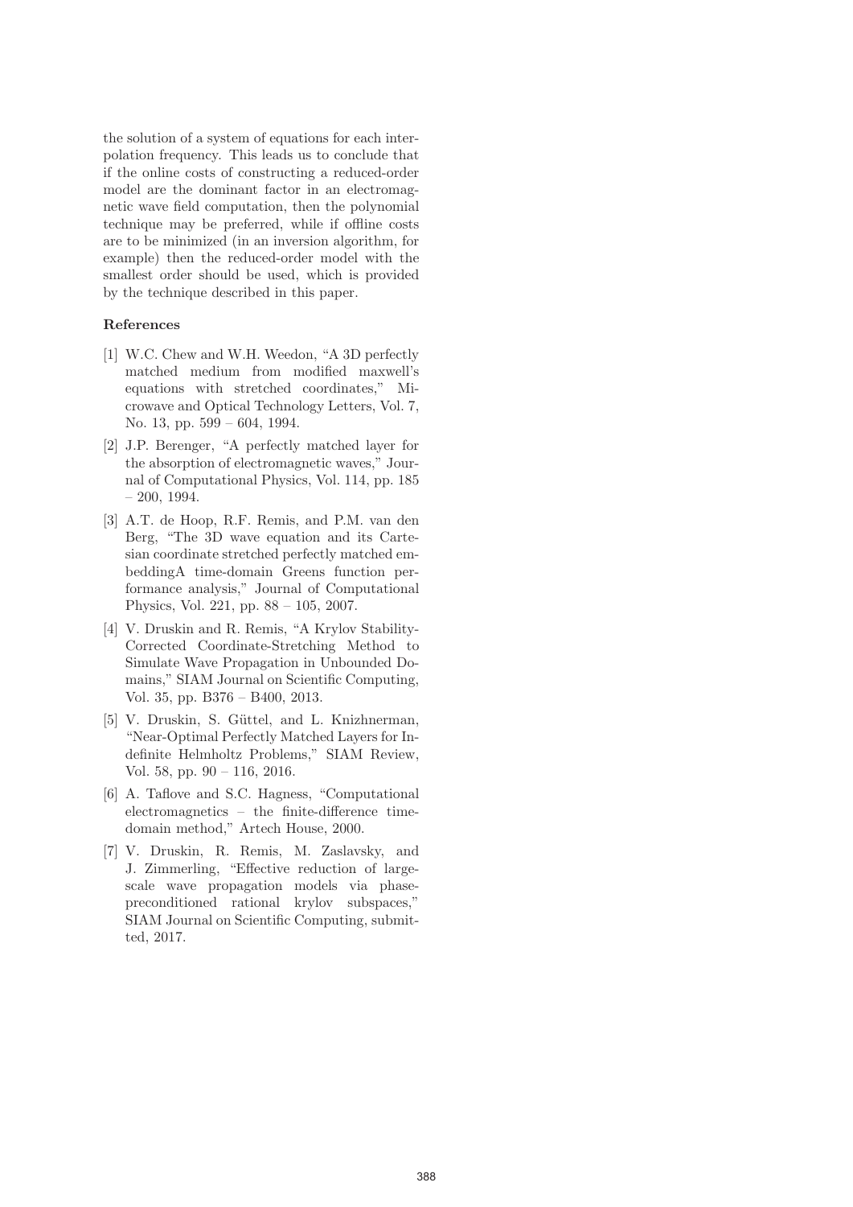the solution of a system of equations for each interpolation frequency. This leads us to conclude that if the online costs of constructing a reduced-order model are the dominant factor in an electromagnetic wave field computation, then the polynomial technique may be preferred, while if offline costs are to be minimized (in an inversion algorithm, for example) then the reduced-order model with the smallest order should be used, which is provided by the technique described in this paper.

### References

[1] W.C. Chew and W.H. Weedon, "A 3D perfectly matched medium from modified maxwell's equations with stretched coordinates," Microwave and Optical Technology Letters, Vol. 7, No. 13, pp. 599 – 604, 1994.

[2] J.P. Berenger, "A perfectly matched layer for the absorption of electromagnetic waves," Journal of Computational Physics, Vol. 114, pp. 185 – 200, 1994.

[3] A.T. de Hoop, R.F. Remis, and P.M. van den Berg, "The 3D wave equation and its Cartesian coordinate stretched perfectly matched embeddingA time-domain Greens function performance analysis," Journal of Computational Physics, Vol. 221, pp. 88 – 105, 2007.

[4] V. Druskin and R. Remis, "A Krylov Stability-Corrected Coordinate-Stretching Method to Simulate Wave Propagation in Unbounded Domains," SIAM Journal on Scientific Computing, Vol. 35, pp. B376 – B400, 2013.

[5] V. Druskin, S. Güttel, and L. Knizhnerman, "Near-Optimal Perfectly Matched Layers for Indefinite Helmholtz Problems," SIAM Review, Vol. 58, pp. 90 – 116, 2016.

[6] A. Taflove and S.C. Hagness, "Computational electromagnetics – the finite-difference time-domain method," Artech House, 2000.

[7] V. Druskin, R. Remis, M. Zaslavsky, and J. Zimmerling, "Effective reduction of large-scale wave propagation models via phase-preconditioned rational krylov subspaces," SIAM Journal on Scientific Computing, submitted, 2017.